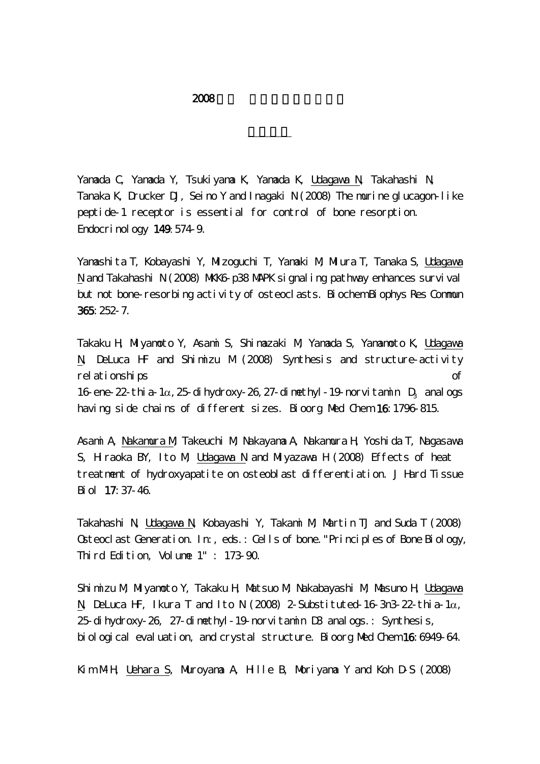# 2008

## 

Yamada C, Yamada Y, Tsukiyama K, Yamada K, Udagawa N, Takahashi N, Tanaka K, Drucker DJ, Seino Y and Inagaki N (2008) The murine glucagon-like peptide-1 receptor is essential for control of bone resorption. Endocrinology **149**: 574-9.

Yamashita T, Kobayashi Y, Mizoguchi T, Yamaki M, Miura T, Tanaka S, Udagawa N and Takahashi N (2008) MKK6-p38 MAPK signaling pathway enhances survival but not bone-resorbing activity of osteoclasts. Biochem Biophys Res Commun **365**: 252-7.

Takaku H, Miyamoto Y, Asami S, Shimazaki M, Yamada S, Yamamoto K, Udagawa N, DeLuca HF and Shimizu M (2008) Synthesis and structure-activity relationships of 16-ene-22-thia-1$\alpha$,25-dihydroxy-26,27-dimethyl-19-norvitamin $D_3$ analogs having side chains of different sizes. Bioorg Med Chem **16**: 1796-815.

Asami A, Nakamura M, Takeuchi M, Nakayama A, Nakamura H, Yoshida T, Nagasawa S, Hiraoka BY, Ito M, Udagawa N and Miyazawa H (2008) Effects of heat treatment of hydroxyapatite on osteoblast differentiation. J Hard Tissue Biol **17**: 37-46.

Takahashi N, Udagawa N, Kobayashi Y, Takami M, Martin TJ and Suda T (2008) Osteoclast Generation. In:, eds.: Cells of bone. "Principles of Bone Biology, Third Edition, Volume 1" : 173-90.

Shimizu M, Miyamoto Y, Takaku H, Matsuo M, Nakabayashi M, Masuno H, Udagawa N, DeLuca HF, Ikura T and Ito N (2008) 2-Substituted-16-3n3-22-thia-1$\alpha$, 25-dihydroxy-26, 27-dimethyl-19-norvitamin D3 analogs.: Synthesis, biological evaluation, and crystal structure. Bioorg Med Chem **16**: 6949-64.

Kim M-H, Uehara S, Muroyama A, Hille B, Moriyama Y and Koh D-S (2008)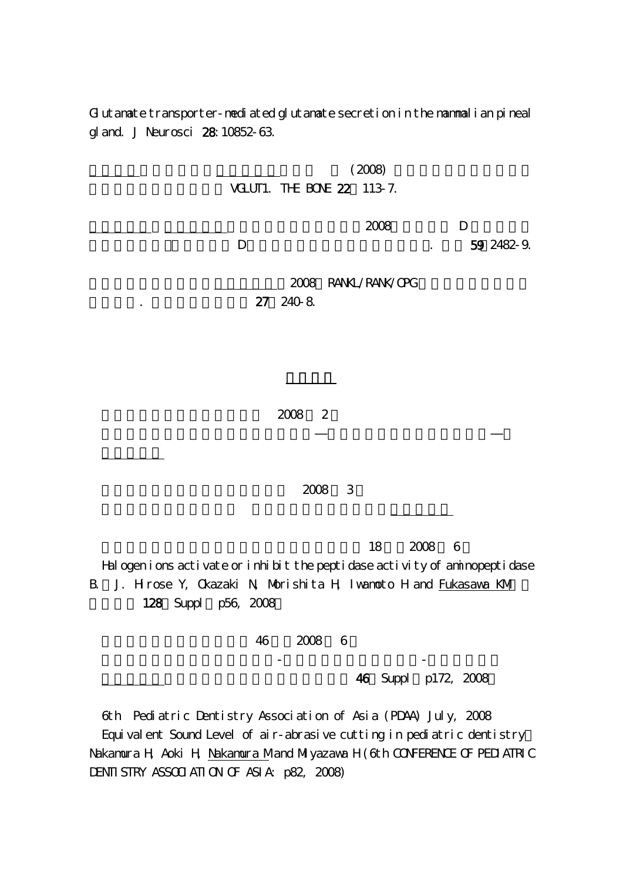Glutamate transporter-mediated glutamate secretion in the mammalian pineal gland. J Neurosci **28**: 10852-63.

(2008)
VGLUT1. THE BONE **22** 113-7.

2008 D
D . **59** 2482-9.

2008 RANKL/RANK/OPG
. **27** 240-8.

2008 2

2008 3

18 2008 6
Halogen ions activate or inhibit the peptidase activity of aminopeptidase B. J. Hirose Y, Okazaki N, Morishita H, Iwamoto H and Fukasawa KM
**128** Suppl p56, 2008

46 2008 6
\- -
**46** Suppl p172, 2008

6th Pediatric Dentistry Association of Asia (PDAA) July, 2008
Equivalent Sound Level of air-abrasive cutting in pediatric dentistry
Nakamura H, Aoki H, Nakamura M and Miyazawa H (6th CONFERENCE OF PEDIATRIC DENTISTRY ASSOCIATION OF ASIA: p82, 2008)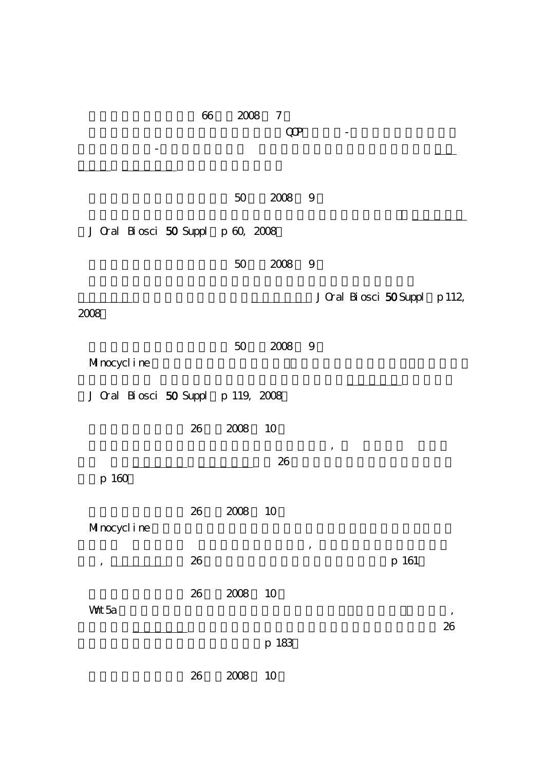66 2008 7

QOP -

-

50 2008 9

J Oral Biosci 50 Suppl p 60, 2008

50 2008 9

J Oral Biosci 50 Suppl p 112, 2008

50 2008 9

Minocycline

J Oral Biosci 50 Suppl p 119, 2008

26 2008 10

,

26

p 160

26 2008 10

Minocycline

,

, 26 p 161

26 2008 10

Wnt5a ,

26

p 183

26 2008 10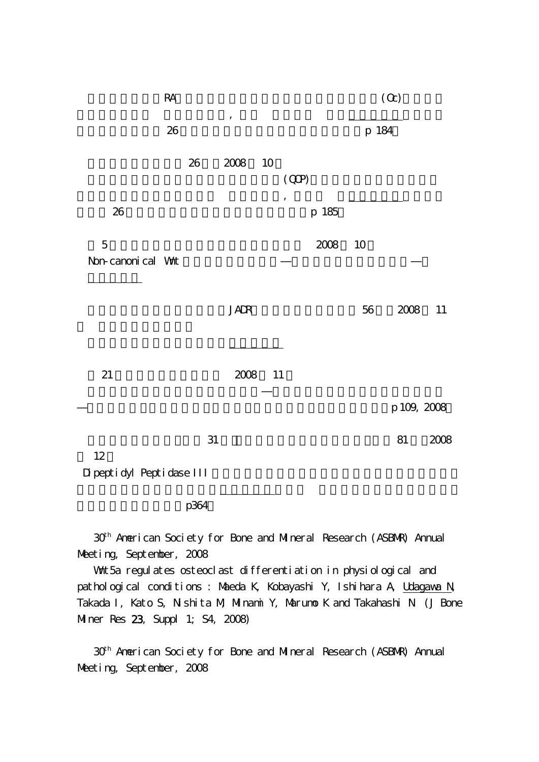RA (Oc)

,

26 p 184

26 2008 10

(QCP)

,

26 p 185

5 2008 10

Non-canonical Wnt ―― ――

JADR 56 2008 11

21 2008 11

――

―― p 109, 2008

31 81 2008

12

Dipeptidyl Peptidase III

p364

30th American Society for Bone and Mineral Research (ASBMR) Annual Meeting, September, 2008

Wnt5a regulates osteoclast differentiation in physiological and pathological conditions : Maeda K, Kobayashi Y, Ishihara A, Udagawa N, Takada I, Kato S, Nishita M, Minami Y, Marumo K and Takahashi N (J Bone Miner Res **23**, Suppl 1; S4, 2008)

30th American Society for Bone and Mineral Research (ASBMR) Annual Meeting, September, 2008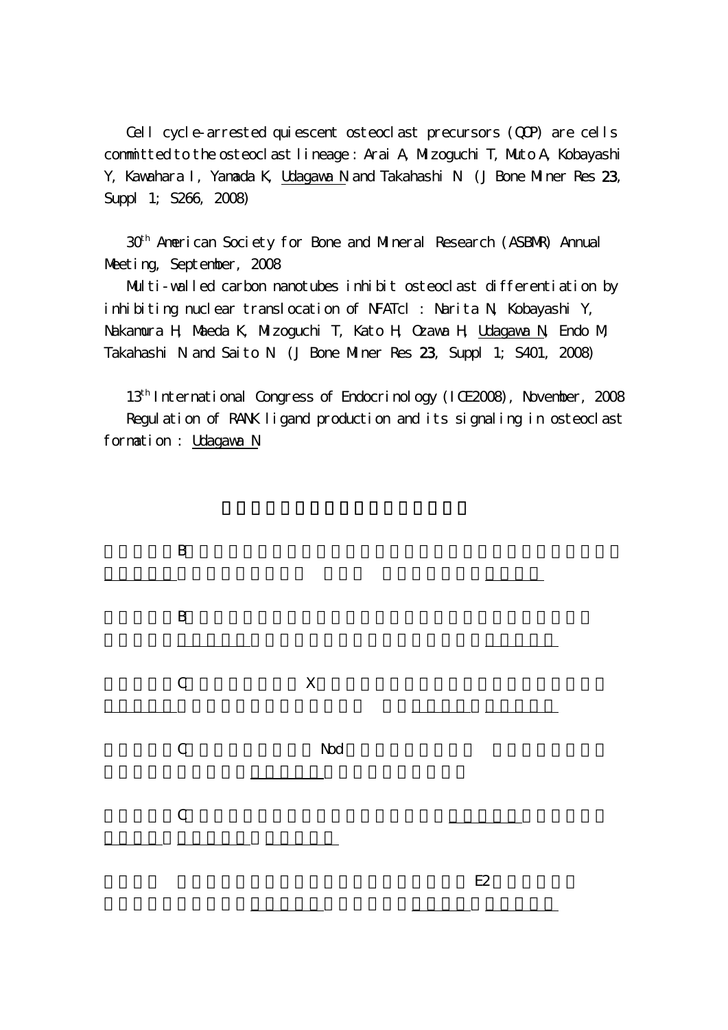Cell cycle-arrested quiescent osteoclast precursors (QOP) are cells committed to the osteoclast lineage : Arai A, Mizoguchi T, Muto A, Kobayashi Y, Kawahara I, Yamada K, Udagawa N and Takahashi N (J Bone Miner Res **23**, Suppl 1; S266, 2008)

30th American Society for Bone and Mineral Research (ASBMR) Annual Meeting, September, 2008

Multi-walled carbon nanotubes inhibit osteoclast differentiation by inhibiting nuclear translocation of NFATc1 : Narita N, Kobayashi Y, Nakamura H, Maeda K, Mizoguchi T, Kato H, Ozawa H, Udagawa N, Endo M, Takahashi N and Saito N (J Bone Miner Res **23**, Suppl 1; S401, 2008)

13th International Congress of Endocrinology (ICE2008), November, 2008

Regulation of RANK ligand production and its signaling in osteoclast formation : Udagawa N

B

B

C X

C Nod

C

E2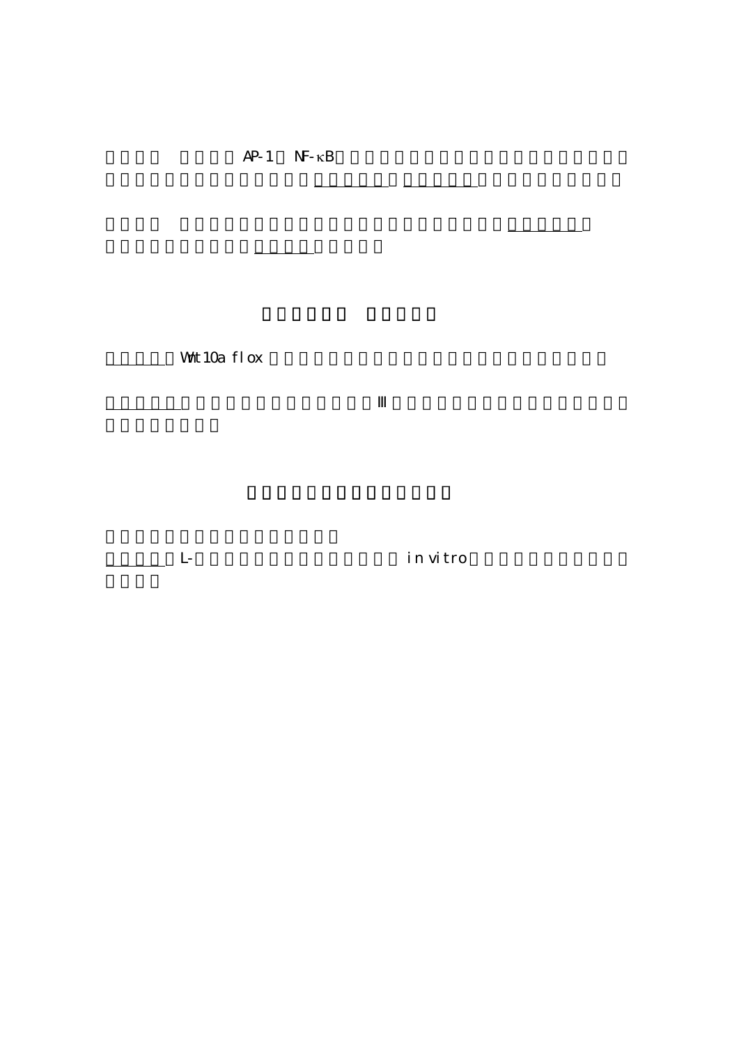AP-1 NF-κB

Wnt10a flox

III

L- in vitro